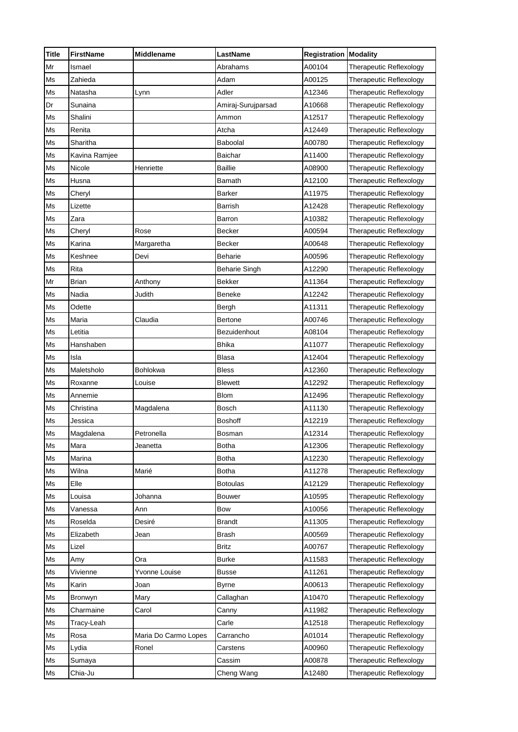| Title | FirstName | Middlename | LastName | Registration | Modality |
|---|---|---|---|---|---|
| Mr | Ismael | | Abrahams | A00104 | Therapeutic Reflexology |
| Ms | Zahieda | | Adam | A00125 | Therapeutic Reflexology |
| Ms | Natasha | Lynn | Adler | A12346 | Therapeutic Reflexology |
| Dr | Sunaina | | Amiraj-Surujparsad | A10668 | Therapeutic Reflexology |
| Ms | Shalini | | Ammon | A12517 | Therapeutic Reflexology |
| Ms | Renita | | Atcha | A12449 | Therapeutic Reflexology |
| Ms | Sharitha | | Baboolal | A00780 | Therapeutic Reflexology |
| Ms | Kavina Ramjee | | Baichar | A11400 | Therapeutic Reflexology |
| Ms | Nicole | Henriette | Baillie | A08900 | Therapeutic Reflexology |
| Ms | Husna | | Bamath | A12100 | Therapeutic Reflexology |
| Ms | Cheryl | | Barker | A11975 | Therapeutic Reflexology |
| Ms | Lizette | | Barrish | A12428 | Therapeutic Reflexology |
| Ms | Zara | | Barron | A10382 | Therapeutic Reflexology |
| Ms | Cheryl | Rose | Becker | A00594 | Therapeutic Reflexology |
| Ms | Karina | Margaretha | Becker | A00648 | Therapeutic Reflexology |
| Ms | Keshnee | Devi | Beharie | A00596 | Therapeutic Reflexology |
| Ms | Rita | | Beharie Singh | A12290 | Therapeutic Reflexology |
| Mr | Brian | Anthony | Bekker | A11364 | Therapeutic Reflexology |
| Ms | Nadia | Judith | Beneke | A12242 | Therapeutic Reflexology |
| Ms | Odette | | Bergh | A11311 | Therapeutic Reflexology |
| Ms | Maria | Claudia | Bertone | A00746 | Therapeutic Reflexology |
| Ms | Letitia | | Bezuidenhout | A08104 | Therapeutic Reflexology |
| Ms | Hanshaben | | Bhika | A11077 | Therapeutic Reflexology |
| Ms | Isla | | Blasa | A12404 | Therapeutic Reflexology |
| Ms | Maletsholo | Bohlokwa | Bless | A12360 | Therapeutic Reflexology |
| Ms | Roxanne | Louise | Blewett | A12292 | Therapeutic Reflexology |
| Ms | Annemie | | Blom | A12496 | Therapeutic Reflexology |
| Ms | Christina | Magdalena | Bosch | A11130 | Therapeutic Reflexology |
| Ms | Jessica | | Boshoff | A12219 | Therapeutic Reflexology |
| Ms | Magdalena | Petronella | Bosman | A12314 | Therapeutic Reflexology |
| Ms | Mara | Jeanetta | Botha | A12306 | Therapeutic Reflexology |
| Ms | Marina | | Botha | A12230 | Therapeutic Reflexology |
| Ms | Wilna | Marié | Botha | A11278 | Therapeutic Reflexology |
| Ms | Elle | | Botoulas | A12129 | Therapeutic Reflexology |
| Ms | Louisa | Johanna | Bouwer | A10595 | Therapeutic Reflexology |
| Ms | Vanessa | Ann | Bow | A10056 | Therapeutic Reflexology |
| Ms | Roselda | Desiré | Brandt | A11305 | Therapeutic Reflexology |
| Ms | Elizabeth | Jean | Brash | A00569 | Therapeutic Reflexology |
| Ms | Lizel | | Britz | A00767 | Therapeutic Reflexology |
| Ms | Amy | Ora | Burke | A11583 | Therapeutic Reflexology |
| Ms | Vivienne | Yvonne Louise | Busse | A11261 | Therapeutic Reflexology |
| Ms | Karin | Joan | Byrne | A00613 | Therapeutic Reflexology |
| Ms | Bronwyn | Mary | Callaghan | A10470 | Therapeutic Reflexology |
| Ms | Charmaine | Carol | Canny | A11982 | Therapeutic Reflexology |
| Ms | Tracy-Leah | | Carle | A12518 | Therapeutic Reflexology |
| Ms | Rosa | Maria Do Carmo Lopes | Carrancho | A01014 | Therapeutic Reflexology |
| Ms | Lydia | Ronel | Carstens | A00960 | Therapeutic Reflexology |
| Ms | Sumaya | | Cassim | A00878 | Therapeutic Reflexology |
| Ms | Chia-Ju | | Cheng Wang | A12480 | Therapeutic Reflexology |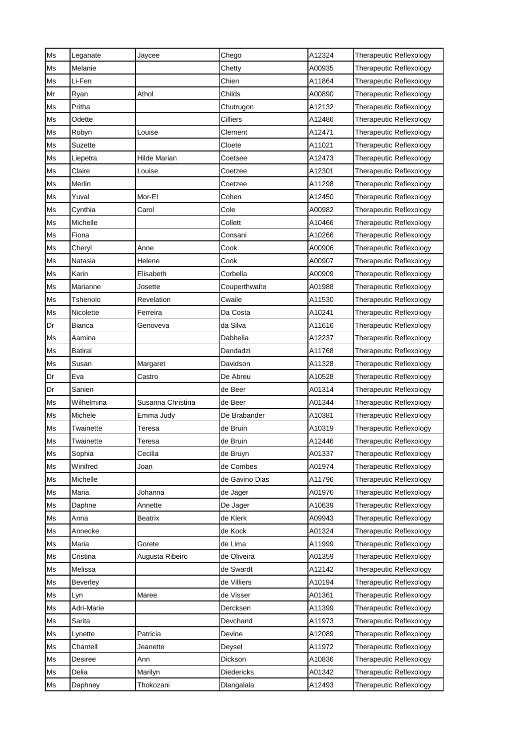| Ms | Leganate | Jaycee | Chego | A12324 | Therapeutic Reflexology |
|---|---|---|---|---|---|
| Ms | Melanie | | Chetty | A00935 | Therapeutic Reflexology |
| Ms | Li-Fen | | Chien | A11864 | Therapeutic Reflexology |
| Mr | Ryan | Athol | Childs | A00890 | Therapeutic Reflexology |
| Ms | Pritha | | Chutrugon | A12132 | Therapeutic Reflexology |
| Ms | Odette | | Cilliers | A12486 | Therapeutic Reflexology |
| Ms | Robyn | Louise | Clement | A12471 | Therapeutic Reflexology |
| Ms | Suzette | | Cloete | A11021 | Therapeutic Reflexology |
| Ms | Liepetra | Hilde Marian | Coetsee | A12473 | Therapeutic Reflexology |
| Ms | Claire | Louise | Coetzee | A12301 | Therapeutic Reflexology |
| Ms | Merlin | | Coetzee | A11298 | Therapeutic Reflexology |
| Ms | Yuval | Mor-El | Cohen | A12450 | Therapeutic Reflexology |
| Ms | Cynthia | Carol | Cole | A00982 | Therapeutic Reflexology |
| Ms | Michelle | | Collett | A10466 | Therapeutic Reflexology |
| Ms | Fiona | | Consani | A10266 | Therapeutic Reflexology |
| Ms | Cheryl | Anne | Cook | A00906 | Therapeutic Reflexology |
| Ms | Natasia | Helene | Cook | A00907 | Therapeutic Reflexology |
| Ms | Karin | Elisabeth | Corbella | A00909 | Therapeutic Reflexology |
| Ms | Marianne | Josette | Couperthwaite | A01988 | Therapeutic Reflexology |
| Ms | Tshenolo | Revelation | Cwaile | A11530 | Therapeutic Reflexology |
| Ms | Nicolette | Ferreira | Da Costa | A10241 | Therapeutic Reflexology |
| Dr | Bianca | Genoveva | da Silva | A11616 | Therapeutic Reflexology |
| Ms | Aamina | | Dabhelia | A12237 | Therapeutic Reflexology |
| Ms | Batirai | | Dandadzi | A11768 | Therapeutic Reflexology |
| Ms | Susan | Margaret | Davidson | A11328 | Therapeutic Reflexology |
| Dr | Eva | Castro | De Abreu | A10528 | Therapeutic Reflexology |
| Dr | Sanien | | de Beer | A01314 | Therapeutic Reflexology |
| Ms | Wilhelmina | Susanna Christina | de Beer | A01344 | Therapeutic Reflexology |
| Ms | Michele | Emma Judy | De Brabander | A10381 | Therapeutic Reflexology |
| Ms | Twainette | Teresa | de Bruin | A10319 | Therapeutic Reflexology |
| Ms | Twainette | Teresa | de Bruin | A12446 | Therapeutic Reflexology |
| Ms | Sophia | Cecilia | de Bruyn | A01337 | Therapeutic Reflexology |
| Ms | Winifred | Joan | de Combes | A01974 | Therapeutic Reflexology |
| Ms | Michelle | | de Gavino Dias | A11796 | Therapeutic Reflexology |
| Ms | Maria | Johanna | de Jager | A01976 | Therapeutic Reflexology |
| Ms | Daphne | Annette | De Jager | A10639 | Therapeutic Reflexology |
| Ms | Anna | Beatrix | de Klerk | A09943 | Therapeutic Reflexology |
| Ms | Annecke | | de Kock | A01324 | Therapeutic Reflexology |
| Ms | Maria | Gorete | de Lima | A11999 | Therapeutic Reflexology |
| Ms | Cristina | Augusta Ribeiro | de Oliveira | A01359 | Therapeutic Reflexology |
| Ms | Melissa | | de Swardt | A12142 | Therapeutic Reflexology |
| Ms | Beverley | | de Villiers | A10194 | Therapeutic Reflexology |
| Ms | Lyn | Maree | de Visser | A01361 | Therapeutic Reflexology |
| Ms | Adri-Marie | | Dercksen | A11399 | Therapeutic Reflexology |
| Ms | Sarita | | Devchand | A11973 | Therapeutic Reflexology |
| Ms | Lynette | Patricia | Devine | A12089 | Therapeutic Reflexology |
| Ms | Chantell | Jeanette | Deysel | A11972 | Therapeutic Reflexology |
| Ms | Desiree | Ann | Dickson | A10836 | Therapeutic Reflexology |
| Ms | Delia | Marilyn | Diedericks | A01342 | Therapeutic Reflexology |
| Ms | Daphney | Thokozani | Dlangalala | A12493 | Therapeutic Reflexology |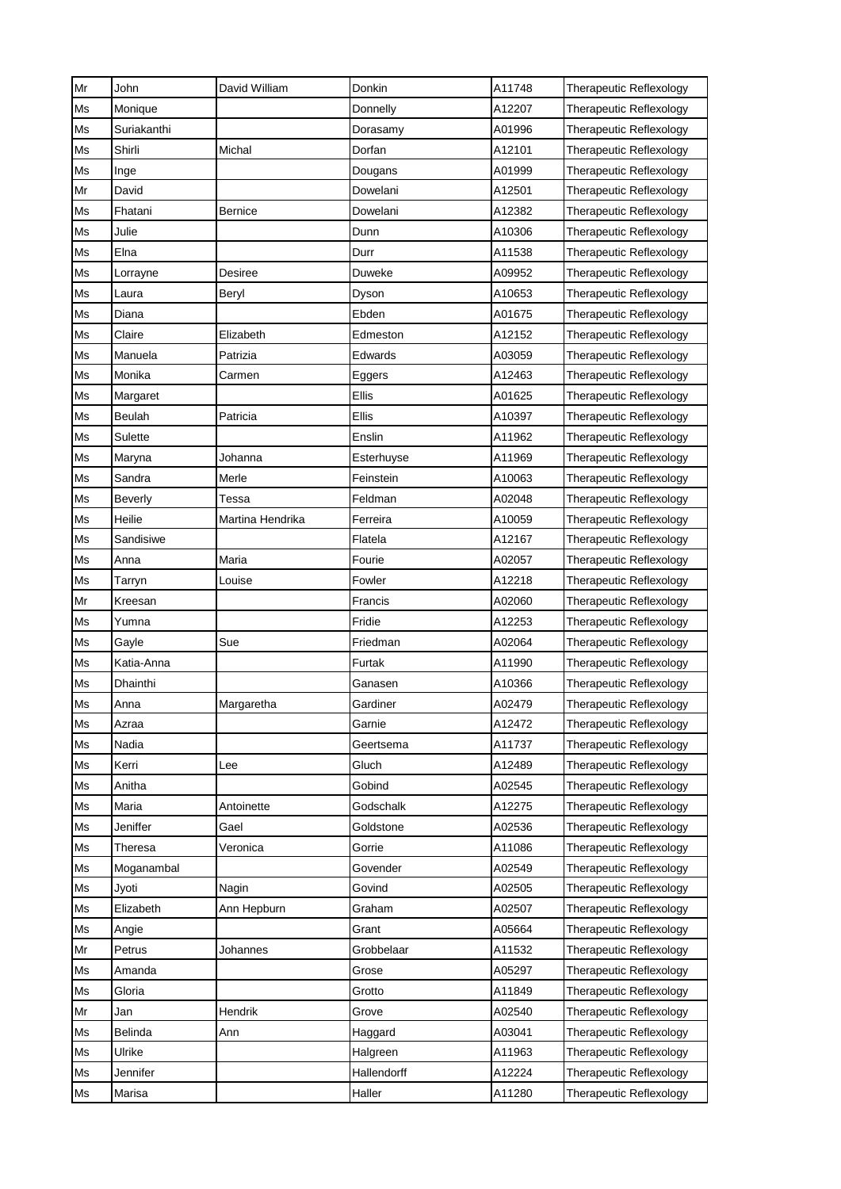| Mr | John | David William | Donkin | A11748 | Therapeutic Reflexology |
|---|---|---|---|---|---|
| Ms | Monique | | Donnelly | A12207 | Therapeutic Reflexology |
| Ms | Suriakanthi | | Dorasamy | A01996 | Therapeutic Reflexology |
| Ms | Shirli | Michal | Dorfan | A12101 | Therapeutic Reflexology |
| Ms | Inge | | Dougans | A01999 | Therapeutic Reflexology |
| Mr | David | | Dowelani | A12501 | Therapeutic Reflexology |
| Ms | Fhatani | Bernice | Dowelani | A12382 | Therapeutic Reflexology |
| Ms | Julie | | Dunn | A10306 | Therapeutic Reflexology |
| Ms | Elna | | Durr | A11538 | Therapeutic Reflexology |
| Ms | Lorrayne | Desiree | Duweke | A09952 | Therapeutic Reflexology |
| Ms | Laura | Beryl | Dyson | A10653 | Therapeutic Reflexology |
| Ms | Diana | | Ebden | A01675 | Therapeutic Reflexology |
| Ms | Claire | Elizabeth | Edmeston | A12152 | Therapeutic Reflexology |
| Ms | Manuela | Patrizia | Edwards | A03059 | Therapeutic Reflexology |
| Ms | Monika | Carmen | Eggers | A12463 | Therapeutic Reflexology |
| Ms | Margaret | | Ellis | A01625 | Therapeutic Reflexology |
| Ms | Beulah | Patricia | Ellis | A10397 | Therapeutic Reflexology |
| Ms | Sulette | | Enslin | A11962 | Therapeutic Reflexology |
| Ms | Maryna | Johanna | Esterhuyse | A11969 | Therapeutic Reflexology |
| Ms | Sandra | Merle | Feinstein | A10063 | Therapeutic Reflexology |
| Ms | Beverly | Tessa | Feldman | A02048 | Therapeutic Reflexology |
| Ms | Heilie | Martina Hendrika | Ferreira | A10059 | Therapeutic Reflexology |
| Ms | Sandisiwe | | Flatela | A12167 | Therapeutic Reflexology |
| Ms | Anna | Maria | Fourie | A02057 | Therapeutic Reflexology |
| Ms | Tarryn | Louise | Fowler | A12218 | Therapeutic Reflexology |
| Mr | Kreesan | | Francis | A02060 | Therapeutic Reflexology |
| Ms | Yumna | | Fridie | A12253 | Therapeutic Reflexology |
| Ms | Gayle | Sue | Friedman | A02064 | Therapeutic Reflexology |
| Ms | Katia-Anna | | Furtak | A11990 | Therapeutic Reflexology |
| Ms | Dhainthi | | Ganasen | A10366 | Therapeutic Reflexology |
| Ms | Anna | Margaretha | Gardiner | A02479 | Therapeutic Reflexology |
| Ms | Azraa | | Garnie | A12472 | Therapeutic Reflexology |
| Ms | Nadia | | Geertsema | A11737 | Therapeutic Reflexology |
| Ms | Kerri | Lee | Gluch | A12489 | Therapeutic Reflexology |
| Ms | Anitha | | Gobind | A02545 | Therapeutic Reflexology |
| Ms | Maria | Antoinette | Godschalk | A12275 | Therapeutic Reflexology |
| Ms | Jeniffer | Gael | Goldstone | A02536 | Therapeutic Reflexology |
| Ms | Theresa | Veronica | Gorrie | A11086 | Therapeutic Reflexology |
| Ms | Moganambal | | Govender | A02549 | Therapeutic Reflexology |
| Ms | Jyoti | Nagin | Govind | A02505 | Therapeutic Reflexology |
| Ms | Elizabeth | Ann Hepburn | Graham | A02507 | Therapeutic Reflexology |
| Ms | Angie | | Grant | A05664 | Therapeutic Reflexology |
| Mr | Petrus | Johannes | Grobbelaar | A11532 | Therapeutic Reflexology |
| Ms | Amanda | | Grose | A05297 | Therapeutic Reflexology |
| Ms | Gloria | | Grotto | A11849 | Therapeutic Reflexology |
| Mr | Jan | Hendrik | Grove | A02540 | Therapeutic Reflexology |
| Ms | Belinda | Ann | Haggard | A03041 | Therapeutic Reflexology |
| Ms | Ulrike | | Halgreen | A11963 | Therapeutic Reflexology |
| Ms | Jennifer | | Hallendorff | A12224 | Therapeutic Reflexology |
| Ms | Marisa | | Haller | A11280 | Therapeutic Reflexology |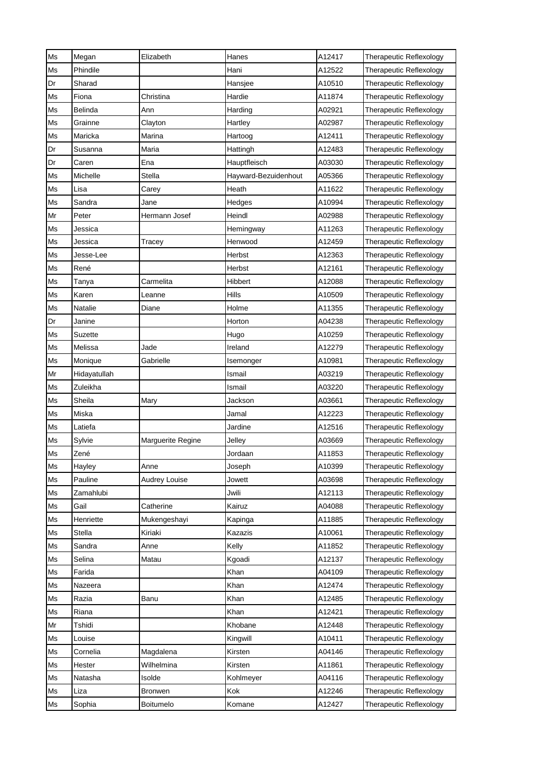| Ms | Megan | Elizabeth | Hanes | A12417 | Therapeutic Reflexology |
|---|---|---|---|---|---|
| Ms | Phindile | | Hani | A12522 | Therapeutic Reflexology |
| Dr | Sharad | | Hansjee | A10510 | Therapeutic Reflexology |
| Ms | Fiona | Christina | Hardie | A11874 | Therapeutic Reflexology |
| Ms | Belinda | Ann | Harding | A02921 | Therapeutic Reflexology |
| Ms | Grainne | Clayton | Hartley | A02987 | Therapeutic Reflexology |
| Ms | Maricka | Marina | Hartoog | A12411 | Therapeutic Reflexology |
| Dr | Susanna | Maria | Hattingh | A12483 | Therapeutic Reflexology |
| Dr | Caren | Ena | Hauptfleisch | A03030 | Therapeutic Reflexology |
| Ms | Michelle | Stella | Hayward-Bezuidenhout | A05366 | Therapeutic Reflexology |
| Ms | Lisa | Carey | Heath | A11622 | Therapeutic Reflexology |
| Ms | Sandra | Jane | Hedges | A10994 | Therapeutic Reflexology |
| Mr | Peter | Hermann Josef | Heindl | A02988 | Therapeutic Reflexology |
| Ms | Jessica | | Hemingway | A11263 | Therapeutic Reflexology |
| Ms | Jessica | Tracey | Henwood | A12459 | Therapeutic Reflexology |
| Ms | Jesse-Lee | | Herbst | A12363 | Therapeutic Reflexology |
| Ms | René | | Herbst | A12161 | Therapeutic Reflexology |
| Ms | Tanya | Carmelita | Hibbert | A12088 | Therapeutic Reflexology |
| Ms | Karen | Leanne | Hills | A10509 | Therapeutic Reflexology |
| Ms | Natalie | Diane | Holme | A11355 | Therapeutic Reflexology |
| Dr | Janine | | Horton | A04238 | Therapeutic Reflexology |
| Ms | Suzette | | Hugo | A10259 | Therapeutic Reflexology |
| Ms | Melissa | Jade | Ireland | A12279 | Therapeutic Reflexology |
| Ms | Monique | Gabrielle | Isemonger | A10981 | Therapeutic Reflexology |
| Mr | Hidayatullah | | Ismail | A03219 | Therapeutic Reflexology |
| Ms | Zuleikha | | Ismail | A03220 | Therapeutic Reflexology |
| Ms | Sheila | Mary | Jackson | A03661 | Therapeutic Reflexology |
| Ms | Miska | | Jamal | A12223 | Therapeutic Reflexology |
| Ms | Latiefa | | Jardine | A12516 | Therapeutic Reflexology |
| Ms | Sylvie | Marguerite Regine | Jelley | A03669 | Therapeutic Reflexology |
| Ms | Zené | | Jordaan | A11853 | Therapeutic Reflexology |
| Ms | Hayley | Anne | Joseph | A10399 | Therapeutic Reflexology |
| Ms | Pauline | Audrey Louise | Jowett | A03698 | Therapeutic Reflexology |
| Ms | Zamahlubi | | Jwili | A12113 | Therapeutic Reflexology |
| Ms | Gail | Catherine | Kairuz | A04088 | Therapeutic Reflexology |
| Ms | Henriette | Mukengeshayi | Kapinga | A11885 | Therapeutic Reflexology |
| Ms | Stella | Kiriaki | Kazazis | A10061 | Therapeutic Reflexology |
| Ms | Sandra | Anne | Kelly | A11852 | Therapeutic Reflexology |
| Ms | Selina | Matau | Kgoadi | A12137 | Therapeutic Reflexology |
| Ms | Farida | | Khan | A04109 | Therapeutic Reflexology |
| Ms | Nazeera | | Khan | A12474 | Therapeutic Reflexology |
| Ms | Razia | Banu | Khan | A12485 | Therapeutic Reflexology |
| Ms | Riana | | Khan | A12421 | Therapeutic Reflexology |
| Mr | Tshidi | | Khobane | A12448 | Therapeutic Reflexology |
| Ms | Louise | | Kingwill | A10411 | Therapeutic Reflexology |
| Ms | Cornelia | Magdalena | Kirsten | A04146 | Therapeutic Reflexology |
| Ms | Hester | Wilhelmina | Kirsten | A11861 | Therapeutic Reflexology |
| Ms | Natasha | Isolde | Kohlmeyer | A04116 | Therapeutic Reflexology |
| Ms | Liza | Bronwen | Kok | A12246 | Therapeutic Reflexology |
| Ms | Sophia | Boitumelo | Komane | A12427 | Therapeutic Reflexology |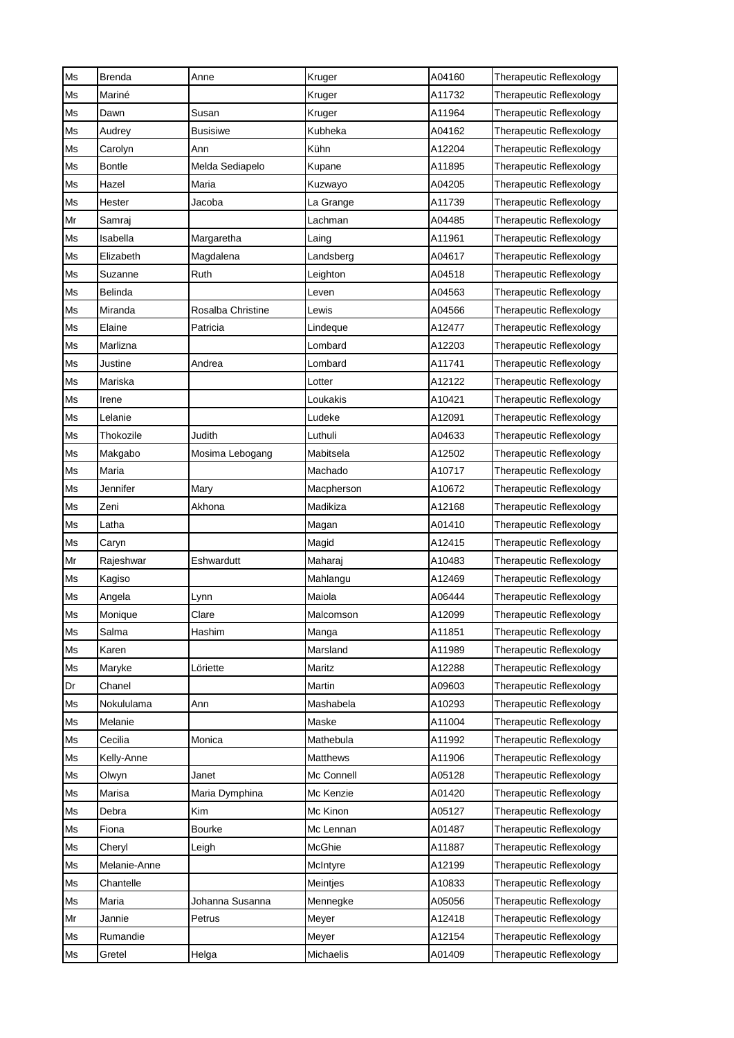| Ms | Brenda | Anne | Kruger | A04160 | Therapeutic Reflexology |
|---|---|---|---|---|---|
| Ms | Mariné | | Kruger | A11732 | Therapeutic Reflexology |
| Ms | Dawn | Susan | Kruger | A11964 | Therapeutic Reflexology |
| Ms | Audrey | Busisiwe | Kubheka | A04162 | Therapeutic Reflexology |
| Ms | Carolyn | Ann | Kühn | A12204 | Therapeutic Reflexology |
| Ms | Bontle | Melda Sediapelo | Kupane | A11895 | Therapeutic Reflexology |
| Ms | Hazel | Maria | Kuzwayo | A04205 | Therapeutic Reflexology |
| Ms | Hester | Jacoba | La Grange | A11739 | Therapeutic Reflexology |
| Mr | Samraj | | Lachman | A04485 | Therapeutic Reflexology |
| Ms | Isabella | Margaretha | Laing | A11961 | Therapeutic Reflexology |
| Ms | Elizabeth | Magdalena | Landsberg | A04617 | Therapeutic Reflexology |
| Ms | Suzanne | Ruth | Leighton | A04518 | Therapeutic Reflexology |
| Ms | Belinda | | Leven | A04563 | Therapeutic Reflexology |
| Ms | Miranda | Rosalba Christine | Lewis | A04566 | Therapeutic Reflexology |
| Ms | Elaine | Patricia | Lindeque | A12477 | Therapeutic Reflexology |
| Ms | Marlizna | | Lombard | A12203 | Therapeutic Reflexology |
| Ms | Justine | Andrea | Lombard | A11741 | Therapeutic Reflexology |
| Ms | Mariska | | Lotter | A12122 | Therapeutic Reflexology |
| Ms | Irene | | Loukakis | A10421 | Therapeutic Reflexology |
| Ms | Lelanie | | Ludeke | A12091 | Therapeutic Reflexology |
| Ms | Thokozile | Judith | Luthuli | A04633 | Therapeutic Reflexology |
| Ms | Makgabo | Mosima Lebogang | Mabitsela | A12502 | Therapeutic Reflexology |
| Ms | Maria | | Machado | A10717 | Therapeutic Reflexology |
| Ms | Jennifer | Mary | Macpherson | A10672 | Therapeutic Reflexology |
| Ms | Zeni | Akhona | Madikiza | A12168 | Therapeutic Reflexology |
| Ms | Latha | | Magan | A01410 | Therapeutic Reflexology |
| Ms | Caryn | | Magid | A12415 | Therapeutic Reflexology |
| Mr | Rajeshwar | Eshwardutt | Maharaj | A10483 | Therapeutic Reflexology |
| Ms | Kagiso | | Mahlangu | A12469 | Therapeutic Reflexology |
| Ms | Angela | Lynn | Maiola | A06444 | Therapeutic Reflexology |
| Ms | Monique | Clare | Malcomson | A12099 | Therapeutic Reflexology |
| Ms | Salma | Hashim | Manga | A11851 | Therapeutic Reflexology |
| Ms | Karen | | Marsland | A11989 | Therapeutic Reflexology |
| Ms | Maryke | Löriette | Maritz | A12288 | Therapeutic Reflexology |
| Dr | Chanel | | Martin | A09603 | Therapeutic Reflexology |
| Ms | Nokululama | Ann | Mashabela | A10293 | Therapeutic Reflexology |
| Ms | Melanie | | Maske | A11004 | Therapeutic Reflexology |
| Ms | Cecilia | Monica | Mathebula | A11992 | Therapeutic Reflexology |
| Ms | Kelly-Anne | | Matthews | A11906 | Therapeutic Reflexology |
| Ms | Olwyn | Janet | Mc Connell | A05128 | Therapeutic Reflexology |
| Ms | Marisa | Maria Dymphina | Mc Kenzie | A01420 | Therapeutic Reflexology |
| Ms | Debra | Kim | Mc Kinon | A05127 | Therapeutic Reflexology |
| Ms | Fiona | Bourke | Mc Lennan | A01487 | Therapeutic Reflexology |
| Ms | Cheryl | Leigh | McGhie | A11887 | Therapeutic Reflexology |
| Ms | Melanie-Anne | | McIntyre | A12199 | Therapeutic Reflexology |
| Ms | Chantelle | | Meintjes | A10833 | Therapeutic Reflexology |
| Ms | Maria | Johanna Susanna | Mennegke | A05056 | Therapeutic Reflexology |
| Mr | Jannie | Petrus | Meyer | A12418 | Therapeutic Reflexology |
| Ms | Rumandie | | Meyer | A12154 | Therapeutic Reflexology |
| Ms | Gretel | Helga | Michaelis | A01409 | Therapeutic Reflexology |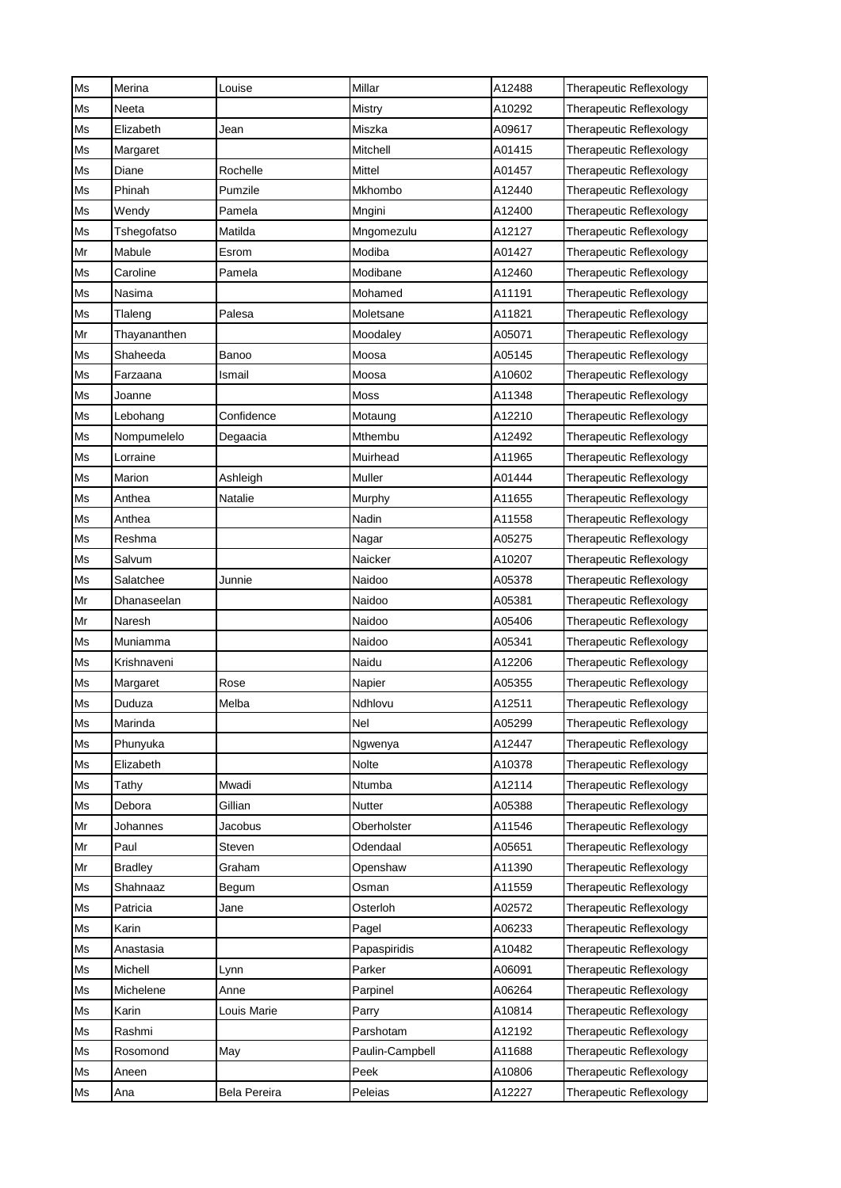| Ms | Merina | Louise | Millar | A12488 | Therapeutic Reflexology |
|---|---|---|---|---|---|
| Ms | Neeta | | Mistry | A10292 | Therapeutic Reflexology |
| Ms | Elizabeth | Jean | Miszka | A09617 | Therapeutic Reflexology |
| Ms | Margaret | | Mitchell | A01415 | Therapeutic Reflexology |
| Ms | Diane | Rochelle | Mittel | A01457 | Therapeutic Reflexology |
| Ms | Phinah | Pumzile | Mkhombo | A12440 | Therapeutic Reflexology |
| Ms | Wendy | Pamela | Mngini | A12400 | Therapeutic Reflexology |
| Ms | Tshegofatso | Matilda | Mngomezulu | A12127 | Therapeutic Reflexology |
| Mr | Mabule | Esrom | Modiba | A01427 | Therapeutic Reflexology |
| Ms | Caroline | Pamela | Modibane | A12460 | Therapeutic Reflexology |
| Ms | Nasima | | Mohamed | A11191 | Therapeutic Reflexology |
| Ms | Tlaleng | Palesa | Moletsane | A11821 | Therapeutic Reflexology |
| Mr | Thayananthen | | Moodaley | A05071 | Therapeutic Reflexology |
| Ms | Shaheeda | Banoo | Moosa | A05145 | Therapeutic Reflexology |
| Ms | Farzaana | Ismail | Moosa | A10602 | Therapeutic Reflexology |
| Ms | Joanne | | Moss | A11348 | Therapeutic Reflexology |
| Ms | Lebohang | Confidence | Motaung | A12210 | Therapeutic Reflexology |
| Ms | Nompumelelo | Degaacia | Mthembu | A12492 | Therapeutic Reflexology |
| Ms | Lorraine | | Muirhead | A11965 | Therapeutic Reflexology |
| Ms | Marion | Ashleigh | Muller | A01444 | Therapeutic Reflexology |
| Ms | Anthea | Natalie | Murphy | A11655 | Therapeutic Reflexology |
| Ms | Anthea | | Nadin | A11558 | Therapeutic Reflexology |
| Ms | Reshma | | Nagar | A05275 | Therapeutic Reflexology |
| Ms | Salvum | | Naicker | A10207 | Therapeutic Reflexology |
| Ms | Salatchee | Junnie | Naidoo | A05378 | Therapeutic Reflexology |
| Mr | Dhanaseelan | | Naidoo | A05381 | Therapeutic Reflexology |
| Mr | Naresh | | Naidoo | A05406 | Therapeutic Reflexology |
| Ms | Muniamma | | Naidoo | A05341 | Therapeutic Reflexology |
| Ms | Krishnaveni | | Naidu | A12206 | Therapeutic Reflexology |
| Ms | Margaret | Rose | Napier | A05355 | Therapeutic Reflexology |
| Ms | Duduza | Melba | Ndhlovu | A12511 | Therapeutic Reflexology |
| Ms | Marinda | | Nel | A05299 | Therapeutic Reflexology |
| Ms | Phunyuka | | Ngwenya | A12447 | Therapeutic Reflexology |
| Ms | Elizabeth | | Nolte | A10378 | Therapeutic Reflexology |
| Ms | Tathy | Mwadi | Ntumba | A12114 | Therapeutic Reflexology |
| Ms | Debora | Gillian | Nutter | A05388 | Therapeutic Reflexology |
| Mr | Johannes | Jacobus | Oberholster | A11546 | Therapeutic Reflexology |
| Mr | Paul | Steven | Odendaal | A05651 | Therapeutic Reflexology |
| Mr | Bradley | Graham | Openshaw | A11390 | Therapeutic Reflexology |
| Ms | Shahnaaz | Begum | Osman | A11559 | Therapeutic Reflexology |
| Ms | Patricia | Jane | Osterloh | A02572 | Therapeutic Reflexology |
| Ms | Karin | | Pagel | A06233 | Therapeutic Reflexology |
| Ms | Anastasia | | Papaspiridis | A10482 | Therapeutic Reflexology |
| Ms | Michell | Lynn | Parker | A06091 | Therapeutic Reflexology |
| Ms | Michelene | Anne | Parpinel | A06264 | Therapeutic Reflexology |
| Ms | Karin | Louis Marie | Parry | A10814 | Therapeutic Reflexology |
| Ms | Rashmi | | Parshotam | A12192 | Therapeutic Reflexology |
| Ms | Rosomond | May | Paulin-Campbell | A11688 | Therapeutic Reflexology |
| Ms | Aneen | | Peek | A10806 | Therapeutic Reflexology |
| Ms | Ana | Bela Pereira | Peleias | A12227 | Therapeutic Reflexology |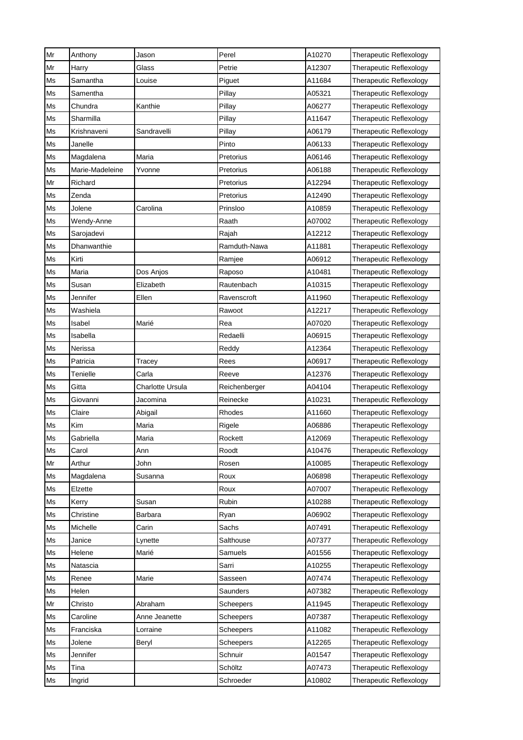| Mr | Anthony | Jason | Perel | A10270 | Therapeutic Reflexology |
|---|---|---|---|---|---|
| Mr | Harry | Glass | Petrie | A12307 | Therapeutic Reflexology |
| Ms | Samantha | Louise | Piguet | A11684 | Therapeutic Reflexology |
| Ms | Samentha | | Pillay | A05321 | Therapeutic Reflexology |
| Ms | Chundra | Kanthie | Pillay | A06277 | Therapeutic Reflexology |
| Ms | Sharmilla | | Pillay | A11647 | Therapeutic Reflexology |
| Ms | Krishnaveni | Sandravelli | Pillay | A06179 | Therapeutic Reflexology |
| Ms | Janelle | | Pinto | A06133 | Therapeutic Reflexology |
| Ms | Magdalena | Maria | Pretorius | A06146 | Therapeutic Reflexology |
| Ms | Marie-Madeleine | Yvonne | Pretorius | A06188 | Therapeutic Reflexology |
| Mr | Richard | | Pretorius | A12294 | Therapeutic Reflexology |
| Ms | Zenda | | Pretorius | A12490 | Therapeutic Reflexology |
| Ms | Jolene | Carolina | Prinsloo | A10859 | Therapeutic Reflexology |
| Ms | Wendy-Anne | | Raath | A07002 | Therapeutic Reflexology |
| Ms | Sarojadevi | | Rajah | A12212 | Therapeutic Reflexology |
| Ms | Dhanwanthie | | Ramduth-Nawa | A11881 | Therapeutic Reflexology |
| Ms | Kirti | | Ramjee | A06912 | Therapeutic Reflexology |
| Ms | Maria | Dos Anjos | Raposo | A10481 | Therapeutic Reflexology |
| Ms | Susan | Elizabeth | Rautenbach | A10315 | Therapeutic Reflexology |
| Ms | Jennifer | Ellen | Ravenscroft | A11960 | Therapeutic Reflexology |
| Ms | Washiela | | Rawoot | A12217 | Therapeutic Reflexology |
| Ms | Isabel | Marié | Rea | A07020 | Therapeutic Reflexology |
| Ms | Isabella | | Redaelli | A06915 | Therapeutic Reflexology |
| Ms | Nerissa | | Reddy | A12364 | Therapeutic Reflexology |
| Ms | Patricia | Tracey | Rees | A06917 | Therapeutic Reflexology |
| Ms | Tenielle | Carla | Reeve | A12376 | Therapeutic Reflexology |
| Ms | Gitta | Charlotte Ursula | Reichenberger | A04104 | Therapeutic Reflexology |
| Ms | Giovanni | Jacomina | Reinecke | A10231 | Therapeutic Reflexology |
| Ms | Claire | Abigail | Rhodes | A11660 | Therapeutic Reflexology |
| Ms | Kim | Maria | Rigele | A06886 | Therapeutic Reflexology |
| Ms | Gabriella | Maria | Rockett | A12069 | Therapeutic Reflexology |
| Ms | Carol | Ann | Roodt | A10476 | Therapeutic Reflexology |
| Mr | Arthur | John | Rosen | A10085 | Therapeutic Reflexology |
| Ms | Magdalena | Susanna | Roux | A06898 | Therapeutic Reflexology |
| Ms | Elzette | | Roux | A07007 | Therapeutic Reflexology |
| Ms | Kerry | Susan | Rubin | A10288 | Therapeutic Reflexology |
| Ms | Christine | Barbara | Ryan | A06902 | Therapeutic Reflexology |
| Ms | Michelle | Carin | Sachs | A07491 | Therapeutic Reflexology |
| Ms | Janice | Lynette | Salthouse | A07377 | Therapeutic Reflexology |
| Ms | Helene | Marié | Samuels | A01556 | Therapeutic Reflexology |
| Ms | Natascia | | Sarri | A10255 | Therapeutic Reflexology |
| Ms | Renee | Marie | Sasseen | A07474 | Therapeutic Reflexology |
| Ms | Helen | | Saunders | A07382 | Therapeutic Reflexology |
| Mr | Christo | Abraham | Scheepers | A11945 | Therapeutic Reflexology |
| Ms | Caroline | Anne Jeanette | Scheepers | A07387 | Therapeutic Reflexology |
| Ms | Franciska | Lorraine | Scheepers | A11082 | Therapeutic Reflexology |
| Ms | Jolene | Beryl | Scheepers | A12265 | Therapeutic Reflexology |
| Ms | Jennifer | | Schnuir | A01547 | Therapeutic Reflexology |
| Ms | Tina | | Schöltz | A07473 | Therapeutic Reflexology |
| Ms | Ingrid | | Schroeder | A10802 | Therapeutic Reflexology |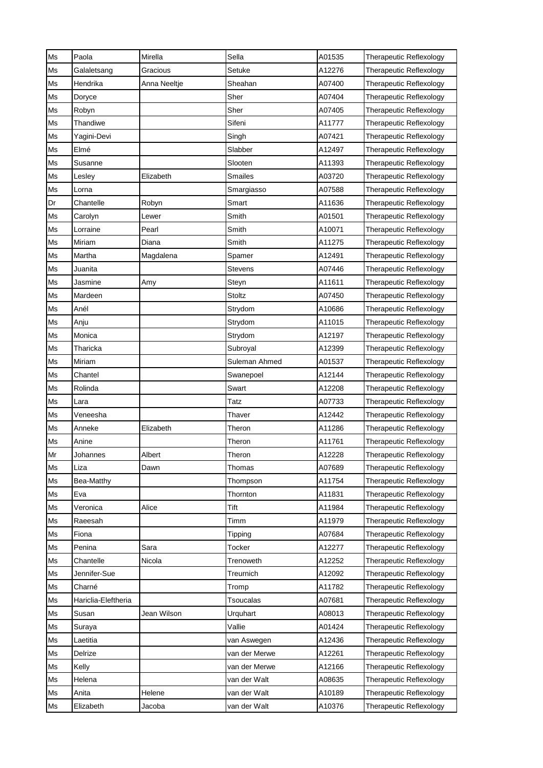| | | | | | |
|---|---|---|---|---|---|
| Ms | Paola | Mirella | Sella | A01535 | Therapeutic Reflexology |
| Ms | Galaletsang | Gracious | Setuke | A12276 | Therapeutic Reflexology |
| Ms | Hendrika | Anna Neeltje | Sheahan | A07400 | Therapeutic Reflexology |
| Ms | Doryce | | Sher | A07404 | Therapeutic Reflexology |
| Ms | Robyn | | Sher | A07405 | Therapeutic Reflexology |
| Ms | Thandiwe | | Sifeni | A11777 | Therapeutic Reflexology |
| Ms | Yagini-Devi | | Singh | A07421 | Therapeutic Reflexology |
| Ms | Elmé | | Slabber | A12497 | Therapeutic Reflexology |
| Ms | Susanne | | Slooten | A11393 | Therapeutic Reflexology |
| Ms | Lesley | Elizabeth | Smailes | A03720 | Therapeutic Reflexology |
| Ms | Lorna | | Smargiasso | A07588 | Therapeutic Reflexology |
| Dr | Chantelle | Robyn | Smart | A11636 | Therapeutic Reflexology |
| Ms | Carolyn | Lewer | Smith | A01501 | Therapeutic Reflexology |
| Ms | Lorraine | Pearl | Smith | A10071 | Therapeutic Reflexology |
| Ms | Miriam | Diana | Smith | A11275 | Therapeutic Reflexology |
| Ms | Martha | Magdalena | Spamer | A12491 | Therapeutic Reflexology |
| Ms | Juanita | | Stevens | A07446 | Therapeutic Reflexology |
| Ms | Jasmine | Amy | Steyn | A11611 | Therapeutic Reflexology |
| Ms | Mardeen | | Stoltz | A07450 | Therapeutic Reflexology |
| Ms | Anél | | Strydom | A10686 | Therapeutic Reflexology |
| Ms | Anju | | Strydom | A11015 | Therapeutic Reflexology |
| Ms | Monica | | Strydom | A12197 | Therapeutic Reflexology |
| Ms | Tharicka | | Subroyal | A12399 | Therapeutic Reflexology |
| Ms | Miriam | | Suleman Ahmed | A01537 | Therapeutic Reflexology |
| Ms | Chantel | | Swanepoel | A12144 | Therapeutic Reflexology |
| Ms | Rolinda | | Swart | A12208 | Therapeutic Reflexology |
| Ms | Lara | | Tatz | A07733 | Therapeutic Reflexology |
| Ms | Veneesha | | Thaver | A12442 | Therapeutic Reflexology |
| Ms | Anneke | Elizabeth | Theron | A11286 | Therapeutic Reflexology |
| Ms | Anine | | Theron | A11761 | Therapeutic Reflexology |
| Mr | Johannes | Albert | Theron | A12228 | Therapeutic Reflexology |
| Ms | Liza | Dawn | Thomas | A07689 | Therapeutic Reflexology |
| Ms | Bea-Matthy | | Thompson | A11754 | Therapeutic Reflexology |
| Ms | Eva | | Thornton | A11831 | Therapeutic Reflexology |
| Ms | Veronica | Alice | Tift | A11984 | Therapeutic Reflexology |
| Ms | Raeesah | | Timm | A11979 | Therapeutic Reflexology |
| Ms | Fiona | | Tipping | A07684 | Therapeutic Reflexology |
| Ms | Penina | Sara | Tocker | A12277 | Therapeutic Reflexology |
| Ms | Chantelle | Nicola | Trenoweth | A12252 | Therapeutic Reflexology |
| Ms | Jennifer-Sue | | Treurnich | A12092 | Therapeutic Reflexology |
| Ms | Charné | | Tromp | A11782 | Therapeutic Reflexology |
| Ms | Hariclia-Eleftheria | | Tsoucalas | A07681 | Therapeutic Reflexology |
| Ms | Susan | Jean Wilson | Urquhart | A08013 | Therapeutic Reflexology |
| Ms | Suraya | | Vallie | A01424 | Therapeutic Reflexology |
| Ms | Laetitia | | van Aswegen | A12436 | Therapeutic Reflexology |
| Ms | Delrize | | van der Merwe | A12261 | Therapeutic Reflexology |
| Ms | Kelly | | van der Merwe | A12166 | Therapeutic Reflexology |
| Ms | Helena | | van der Walt | A08635 | Therapeutic Reflexology |
| Ms | Anita | Helene | van der Walt | A10189 | Therapeutic Reflexology |
| Ms | Elizabeth | Jacoba | van der Walt | A10376 | Therapeutic Reflexology |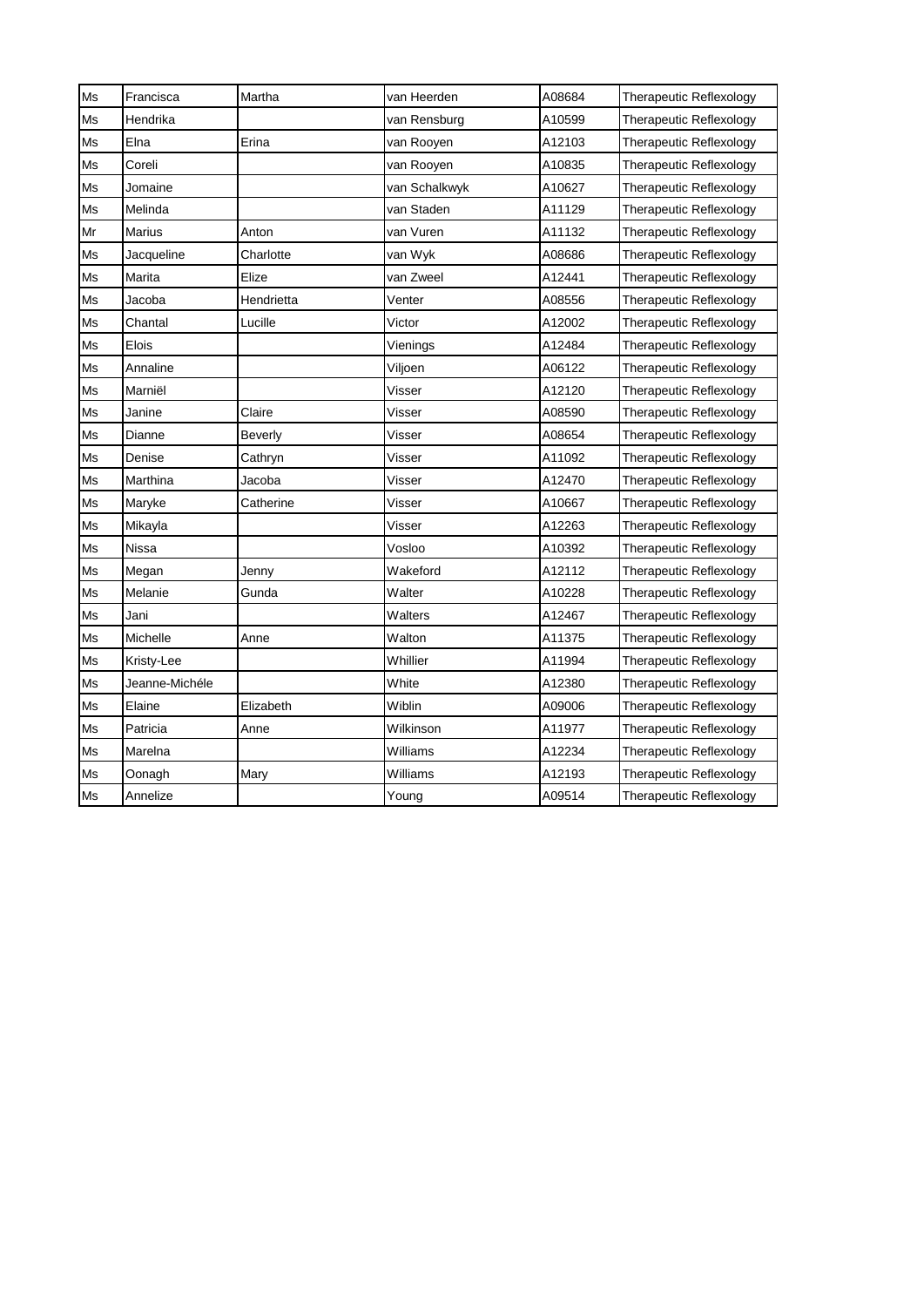| | | | | | |
|---|---|---|---|---|---|
| Ms | Francisca | Martha | van Heerden | A08684 | Therapeutic Reflexology |
| Ms | Hendrika | | van Rensburg | A10599 | Therapeutic Reflexology |
| Ms | Elna | Erina | van Rooyen | A12103 | Therapeutic Reflexology |
| Ms | Coreli | | van Rooyen | A10835 | Therapeutic Reflexology |
| Ms | Jomaine | | van Schalkwyk | A10627 | Therapeutic Reflexology |
| Ms | Melinda | | van Staden | A11129 | Therapeutic Reflexology |
| Mr | Marius | Anton | van Vuren | A11132 | Therapeutic Reflexology |
| Ms | Jacqueline | Charlotte | van Wyk | A08686 | Therapeutic Reflexology |
| Ms | Marita | Elize | van Zweel | A12441 | Therapeutic Reflexology |
| Ms | Jacoba | Hendrietta | Venter | A08556 | Therapeutic Reflexology |
| Ms | Chantal | Lucille | Victor | A12002 | Therapeutic Reflexology |
| Ms | Elois | | Vienings | A12484 | Therapeutic Reflexology |
| Ms | Annaline | | Viljoen | A06122 | Therapeutic Reflexology |
| Ms | Marniël | | Visser | A12120 | Therapeutic Reflexology |
| Ms | Janine | Claire | Visser | A08590 | Therapeutic Reflexology |
| Ms | Dianne | Beverly | Visser | A08654 | Therapeutic Reflexology |
| Ms | Denise | Cathryn | Visser | A11092 | Therapeutic Reflexology |
| Ms | Marthina | Jacoba | Visser | A12470 | Therapeutic Reflexology |
| Ms | Maryke | Catherine | Visser | A10667 | Therapeutic Reflexology |
| Ms | Mikayla | | Visser | A12263 | Therapeutic Reflexology |
| Ms | Nissa | | Vosloo | A10392 | Therapeutic Reflexology |
| Ms | Megan | Jenny | Wakeford | A12112 | Therapeutic Reflexology |
| Ms | Melanie | Gunda | Walter | A10228 | Therapeutic Reflexology |
| Ms | Jani | | Walters | A12467 | Therapeutic Reflexology |
| Ms | Michelle | Anne | Walton | A11375 | Therapeutic Reflexology |
| Ms | Kristy-Lee | | Whillier | A11994 | Therapeutic Reflexology |
| Ms | Jeanne-Michéle | | White | A12380 | Therapeutic Reflexology |
| Ms | Elaine | Elizabeth | Wiblin | A09006 | Therapeutic Reflexology |
| Ms | Patricia | Anne | Wilkinson | A11977 | Therapeutic Reflexology |
| Ms | Marelna | | Williams | A12234 | Therapeutic Reflexology |
| Ms | Oonagh | Mary | Williams | A12193 | Therapeutic Reflexology |
| Ms | Annelize | | Young | A09514 | Therapeutic Reflexology |